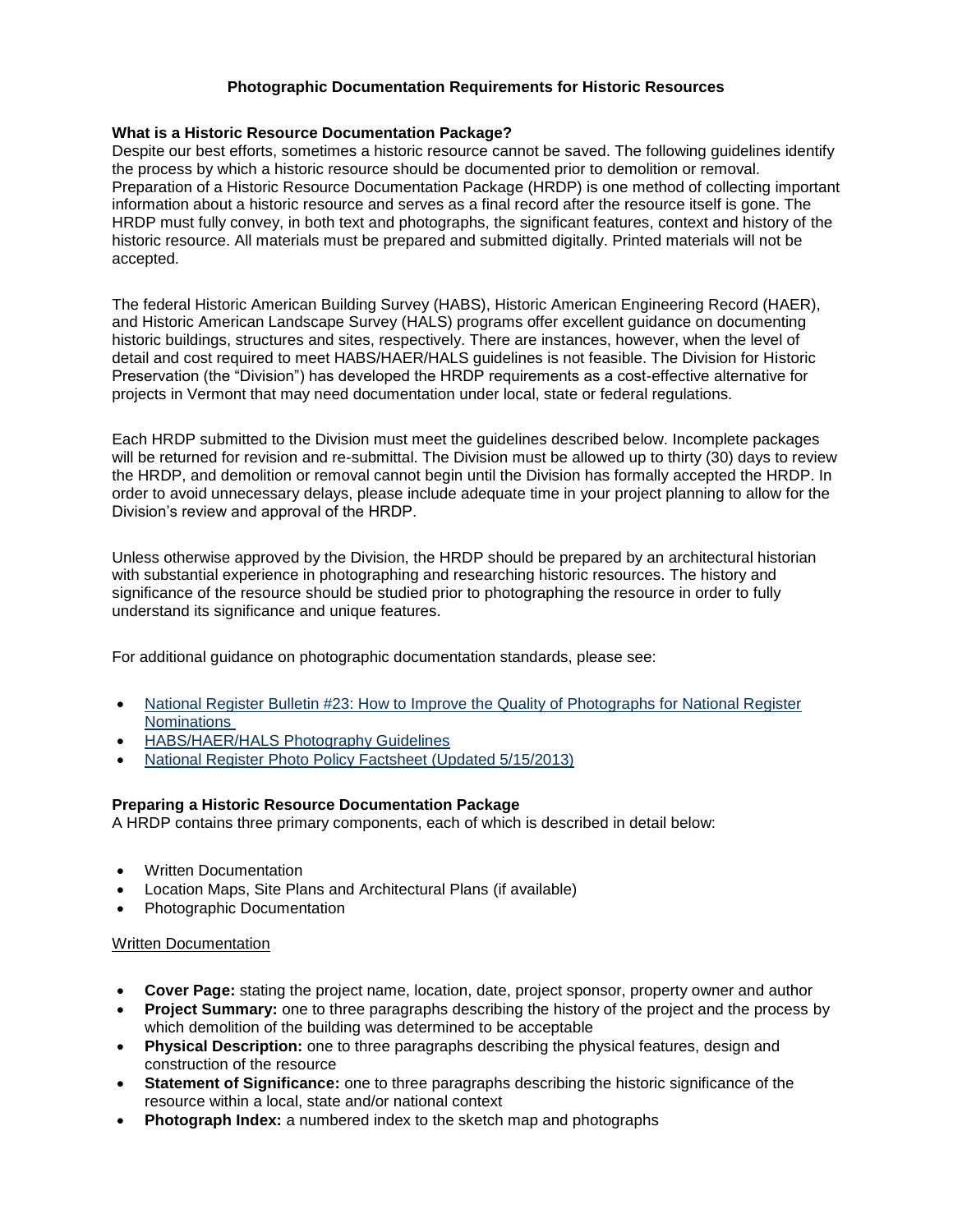# Photographic Documentation Requirements for Historic Resources

**What is a Historic Resource Documentation Package?**

Despite our best efforts, sometimes a historic resource cannot be saved. The following guidelines identify the process by which a historic resource should be documented prior to demolition or removal. Preparation of a Historic Resource Documentation Package (HRDP) is one method of collecting important information about a historic resource and serves as a final record after the resource itself is gone. The HRDP must fully convey, in both text and photographs, the significant features, context and history of the historic resource. All materials must be prepared and submitted digitally. Printed materials will not be accepted.

The federal Historic American Building Survey (HABS), Historic American Engineering Record (HAER), and Historic American Landscape Survey (HALS) programs offer excellent guidance on documenting historic buildings, structures and sites, respectively. There are instances, however, when the level of detail and cost required to meet HABS/HAER/HALS guidelines is not feasible. The Division for Historic Preservation (the "Division") has developed the HRDP requirements as a cost-effective alternative for projects in Vermont that may need documentation under local, state or federal regulations.

Each HRDP submitted to the Division must meet the guidelines described below. Incomplete packages will be returned for revision and re-submittal. The Division must be allowed up to thirty (30) days to review the HRDP, and demolition or removal cannot begin until the Division has formally accepted the HRDP. In order to avoid unnecessary delays, please include adequate time in your project planning to allow for the Division's review and approval of the HRDP.

Unless otherwise approved by the Division, the HRDP should be prepared by an architectural historian with substantial experience in photographing and researching historic resources. The history and significance of the resource should be studied prior to photographing the resource in order to fully understand its significance and unique features.

For additional guidance on photographic documentation standards, please see:

- National Register Bulletin #23: How to Improve the Quality of Photographs for National Register Nominations
- HABS/HAER/HALS Photography Guidelines
- National Register Photo Policy Factsheet (Updated 5/15/2013)

**Preparing a Historic Resource Documentation Package**

A HRDP contains three primary components, each of which is described in detail below:

- Written Documentation
- Location Maps, Site Plans and Architectural Plans (if available)
- Photographic Documentation

<u>Written Documentation</u>

- **Cover Page:** stating the project name, location, date, project sponsor, property owner and author
- **Project Summary:** one to three paragraphs describing the history of the project and the process by which demolition of the building was determined to be acceptable
- **Physical Description:** one to three paragraphs describing the physical features, design and construction of the resource
- **Statement of Significance:** one to three paragraphs describing the historic significance of the resource within a local, state and/or national context
- **Photograph Index:** a numbered index to the sketch map and photographs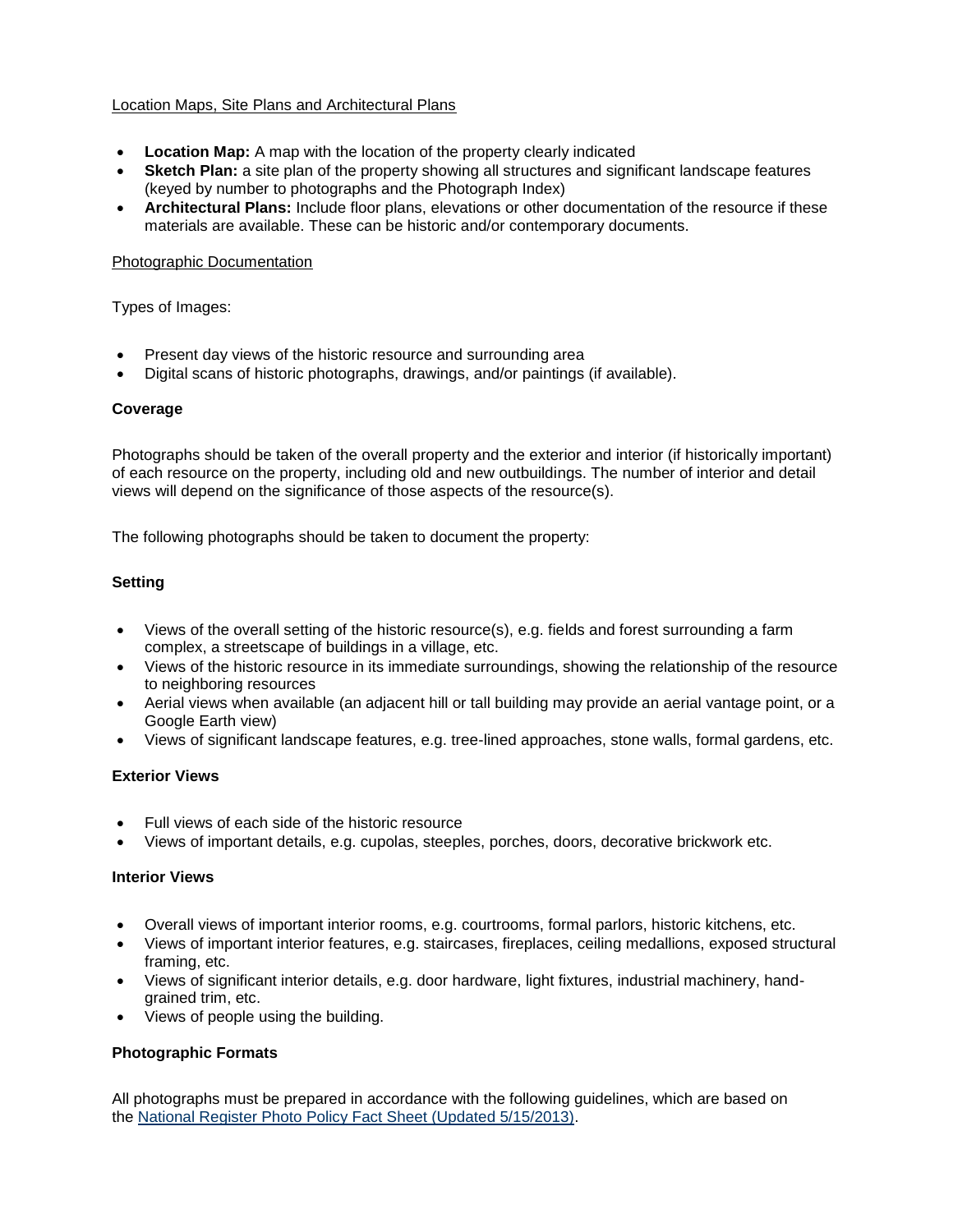<u>Location Maps, Site Plans and Architectural Plans</u>

- **Location Map:** A map with the location of the property clearly indicated
- **Sketch Plan:** a site plan of the property showing all structures and significant landscape features (keyed by number to photographs and the Photograph Index)
- **Architectural Plans:** Include floor plans, elevations or other documentation of the resource if these materials are available. These can be historic and/or contemporary documents.

<u>Photographic Documentation</u>

Types of Images:

- Present day views of the historic resource and surrounding area
- Digital scans of historic photographs, drawings, and/or paintings (if available).

**Coverage**

Photographs should be taken of the overall property and the exterior and interior (if historically important) of each resource on the property, including old and new outbuildings. The number of interior and detail views will depend on the significance of those aspects of the resource(s).

The following photographs should be taken to document the property:

**Setting**

- Views of the overall setting of the historic resource(s), e.g. fields and forest surrounding a farm complex, a streetscape of buildings in a village, etc.
- Views of the historic resource in its immediate surroundings, showing the relationship of the resource to neighboring resources
- Aerial views when available (an adjacent hill or tall building may provide an aerial vantage point, or a Google Earth view)
- Views of significant landscape features, e.g. tree-lined approaches, stone walls, formal gardens, etc.

**Exterior Views**

- Full views of each side of the historic resource
- Views of important details, e.g. cupolas, steeples, porches, doors, decorative brickwork etc.

**Interior Views**

- Overall views of important interior rooms, e.g. courtrooms, formal parlors, historic kitchens, etc.
- Views of important interior features, e.g. staircases, fireplaces, ceiling medallions, exposed structural framing, etc.
- Views of significant interior details, e.g. door hardware, light fixtures, industrial machinery, hand-grained trim, etc.
- Views of people using the building.

**Photographic Formats**

All photographs must be prepared in accordance with the following guidelines, which are based on the National Register Photo Policy Fact Sheet (Updated 5/15/2013).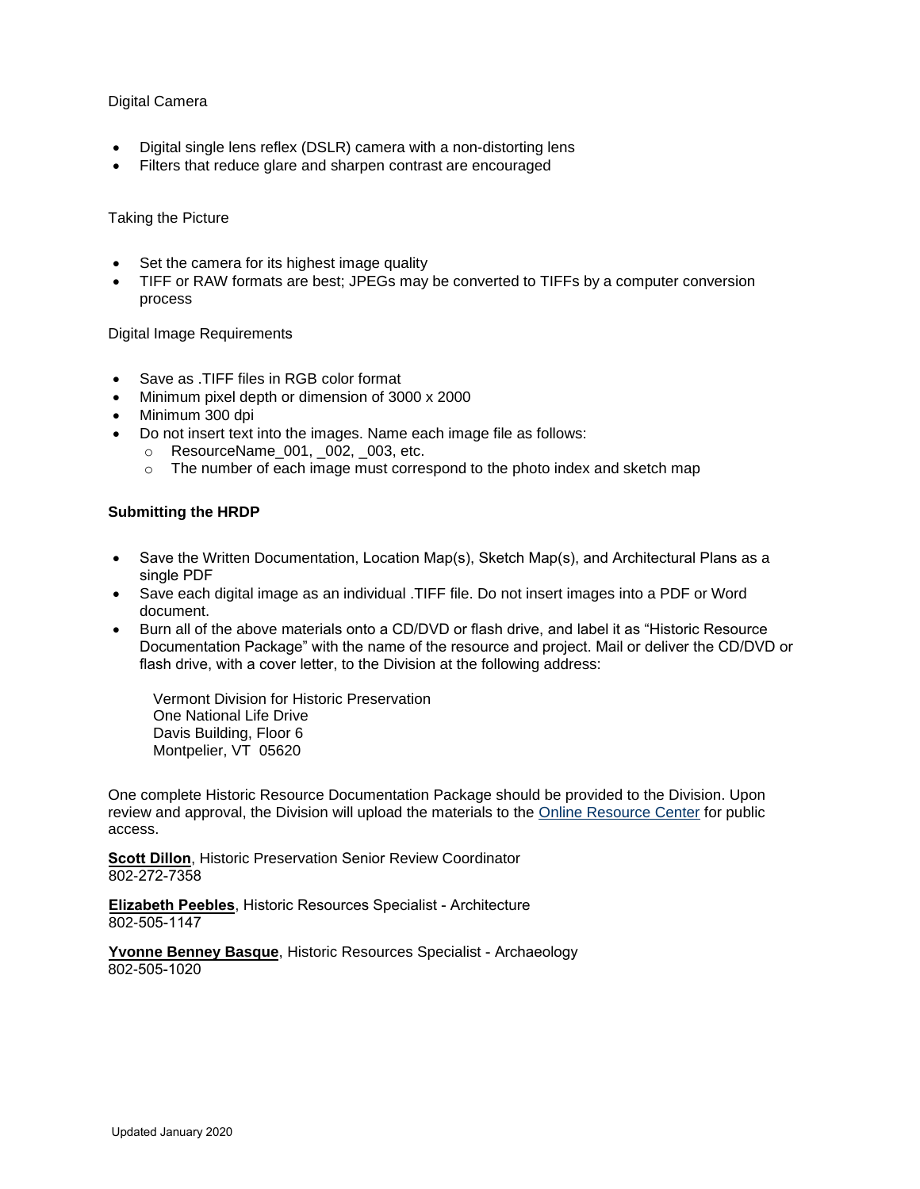Digital Camera

- Digital single lens reflex (DSLR) camera with a non-distorting lens
- Filters that reduce glare and sharpen contrast are encouraged

Taking the Picture

- Set the camera for its highest image quality
- TIFF or RAW formats are best; JPEGs may be converted to TIFFs by a computer conversion process

Digital Image Requirements

- Save as .TIFF files in RGB color format
- Minimum pixel depth or dimension of 3000 x 2000
- Minimum 300 dpi
- Do not insert text into the images. Name each image file as follows:
  - ResourceName_001, _002, _003, etc.
  - The number of each image must correspond to the photo index and sketch map

**Submitting the HRDP**

- Save the Written Documentation, Location Map(s), Sketch Map(s), and Architectural Plans as a single PDF
- Save each digital image as an individual .TIFF file. Do not insert images into a PDF or Word document.
- Burn all of the above materials onto a CD/DVD or flash drive, and label it as "Historic Resource Documentation Package" with the name of the resource and project. Mail or deliver the CD/DVD or flash drive, with a cover letter, to the Division at the following address:

  Vermont Division for Historic Preservation
  One National Life Drive
  Davis Building, Floor 6
  Montpelier, VT 05620

One complete Historic Resource Documentation Package should be provided to the Division. Upon review and approval, the Division will upload the materials to the Online Resource Center for public access.

**Scott Dillon**, Historic Preservation Senior Review Coordinator
802-272-7358

**Elizabeth Peebles**, Historic Resources Specialist - Architecture
802-505-1147

**Yvonne Benney Basque**, Historic Resources Specialist - Archaeology
802-505-1020

Updated January 2020